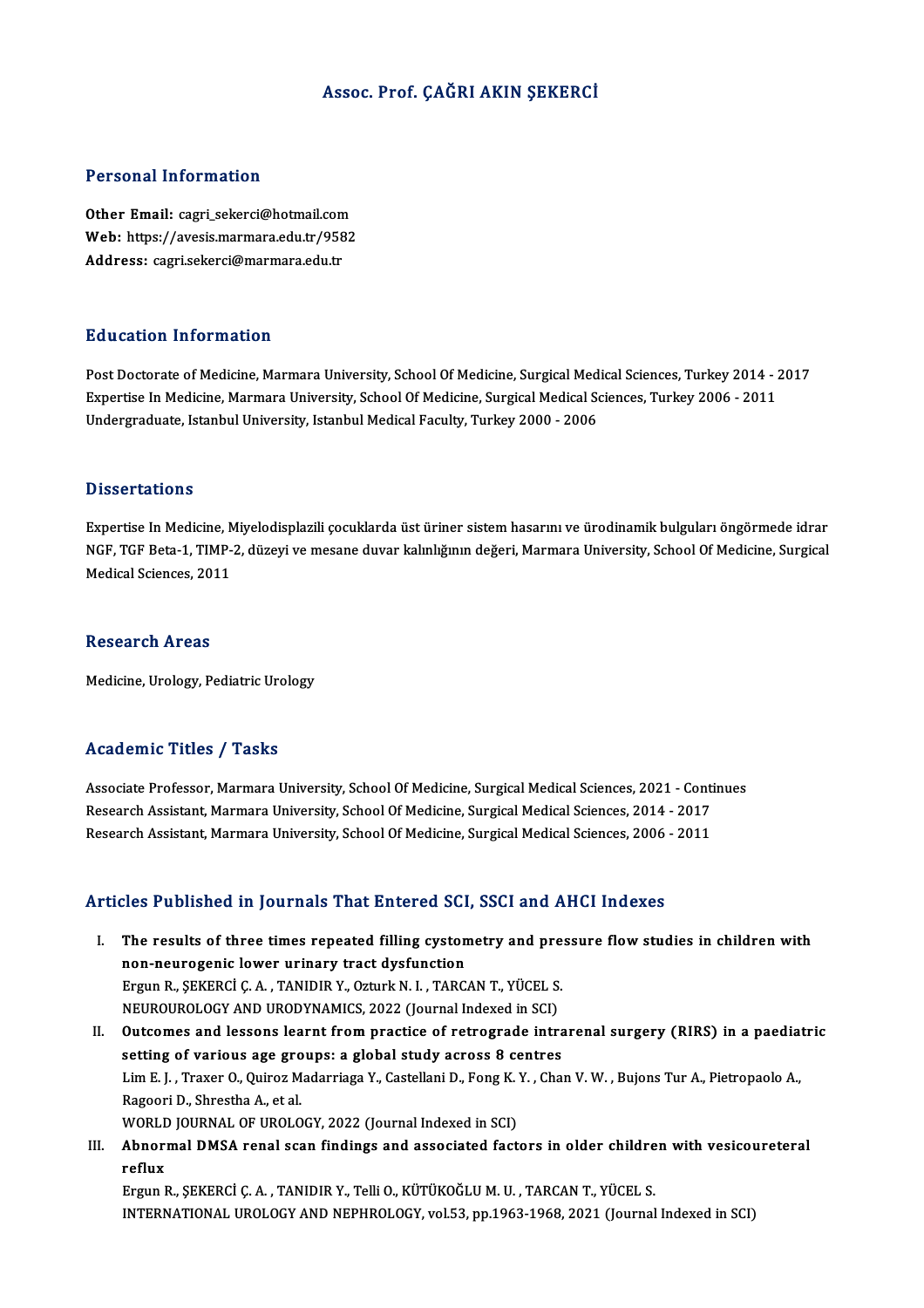# Assoc. Prof. ÇAĞRI AKIN ŞEKERCİ

## Personal Information

**Other Email:** cagri_sekerci@hotmail.com
**Web:** https://avesis.marmara.edu.tr/9582
**Address:** cagri.sekerci@marmara.edu.tr

## Education Information

Post Doctorate of Medicine, Marmara University, School Of Medicine, Surgical Medical Sciences, Turkey 2014 - 2017
Expertise In Medicine, Marmara University, School Of Medicine, Surgical Medical Sciences, Turkey 2006 - 2011
Undergraduate, Istanbul University, Istanbul Medical Faculty, Turkey 2000 - 2006

## Dissertations

Expertise In Medicine, Miyelodisplazili çocuklarda üst üriner sistem hasarını ve ürodinamik bulguları öngörmede idrar NGF, TGF Beta-1, TIMP-2, düzeyi ve mesane duvar kalınlığının değeri, Marmara University, School Of Medicine, Surgical Medical Sciences, 2011

## Research Areas

Medicine, Urology, Pediatric Urology

## Academic Titles / Tasks

Associate Professor, Marmara University, School Of Medicine, Surgical Medical Sciences, 2021 - Continues
Research Assistant, Marmara University, School Of Medicine, Surgical Medical Sciences, 2014 - 2017
Research Assistant, Marmara University, School Of Medicine, Surgical Medical Sciences, 2006 - 2011

## Articles Published in Journals That Entered SCI, SSCI and AHCI Indexes

I. **The results of three times repeated filling cystometry and pressure flow studies in children with non-neurogenic lower urinary tract dysfunction**
Ergun R., ŞEKERCİ Ç. A. , TANIDIR Y., Ozturk N. I. , TARCAN T., YÜCEL S.
NEUROUROLOGY AND URODYNAMICS, 2022 (Journal Indexed in SCI)

II. **Outcomes and lessons learnt from practice of retrograde intrarenal surgery (RIRS) in a paediatric setting of various age groups: a global study across 8 centres**
Lim E. J. , Traxer O., Quiroz Madarriaga Y., Castellani D., Fong K. Y. , Chan V. W. , Bujons Tur A., Pietropaolo A., Ragoori D., Shrestha A., et al.
WORLD JOURNAL OF UROLOGY, 2022 (Journal Indexed in SCI)

III. **Abnormal DMSA renal scan findings and associated factors in older children with vesicoureteral reflux**
Ergun R., ŞEKERCİ Ç. A. , TANIDIR Y., Telli O., KÜTÜKOĞLU M. U. , TARCAN T., YÜCEL S.
INTERNATIONAL UROLOGY AND NEPHROLOGY, vol.53, pp.1963-1968, 2021 (Journal Indexed in SCI)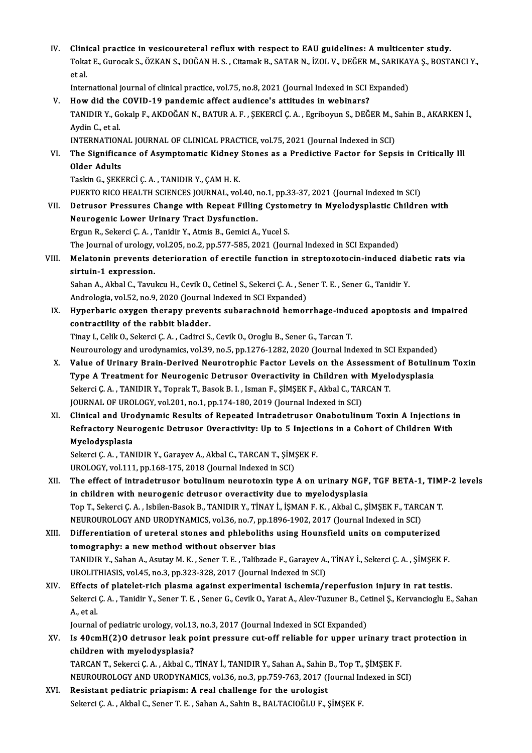IV. **Clinical practice in vesicoureteral reflux with respect to EAU guidelines: A multicenter study.**
Tokat E., Gurocak S., ÖZKAN S., DOĞAN H. S. , Citamak B., SATAR N., İZOL V., DEĞER M., SARIKAYA Ş., BOSTANCI Y., et al.
International journal of clinical practice, vol.75, no.8, 2021 (Journal Indexed in SCI Expanded)

V. **How did the COVID-19 pandemic affect audience's attitudes in webinars?**
TANIDIR Y., Gokalp F., AKDOĞAN N., BATUR A. F. , ŞEKERCİ Ç. A. , Egriboyun S., DEĞER M., Sahin B., AKARKEN İ., Aydin C., et al.
INTERNATIONAL JOURNAL OF CLINICAL PRACTICE, vol.75, 2021 (Journal Indexed in SCI)

VI. **The Significance of Asymptomatic Kidney Stones as a Predictive Factor for Sepsis in Critically Ill Older Adults**
Taskin G., ŞEKERCİ Ç. A. , TANIDIR Y., ÇAM H. K.
PUERTO RICO HEALTH SCIENCES JOURNAL, vol.40, no.1, pp.33-37, 2021 (Journal Indexed in SCI)

VII. **Detrusor Pressures Change with Repeat Filling Cystometry in Myelodysplastic Children with Neurogenic Lower Urinary Tract Dysfunction.**
Ergun R., Sekerci Ç. A. , Tanidir Y., Atmis B., Gemici A., Yucel S.
The Journal of urology, vol.205, no.2, pp.577-585, 2021 (Journal Indexed in SCI Expanded)

VIII. **Melatonin prevents deterioration of erectile function in streptozotocin-induced diabetic rats via sirtuin-1 expression.**
Sahan A., Akbal C., Tavukcu H., Cevik O., Cetinel S., Sekerci Ç. A. , Sener T. E. , Sener G., Tanidir Y.
Andrologia, vol.52, no.9, 2020 (Journal Indexed in SCI Expanded)

IX. **Hyperbaric oxygen therapy prevents subarachnoid hemorrhage-induced apoptosis and impaired contractility of the rabbit bladder.**
Tinay I., Celik O., Sekerci Ç. A. , Cadirci S., Cevik O., Oroglu B., Sener G., Tarcan T.
Neurourology and urodynamics, vol.39, no.5, pp.1276-1282, 2020 (Journal Indexed in SCI Expanded)

X. **Value of Urinary Brain-Derived Neurotrophic Factor Levels on the Assessment of Botulinum Toxin Type A Treatment for Neurogenic Detrusor Overactivity in Children with Myelodysplasia**
Sekerci Ç. A. , TANIDIR Y., Toprak T., Basok B. I. , Isman F., ŞİMŞEK F., Akbal C., TARCAN T.
JOURNAL OF UROLOGY, vol.201, no.1, pp.174-180, 2019 (Journal Indexed in SCI)

XI. **Clinical and Urodynamic Results of Repeated Intradetrusor Onabotulinum Toxin A Injections in Refractory Neurogenic Detrusor Overactivity: Up to 5 Injections in a Cohort of Children With Myelodysplasia**
Sekerci Ç. A. , TANIDIR Y., Garayev A., Akbal C., TARCAN T., ŞİMŞEK F.
UROLOGY, vol.111, pp.168-175, 2018 (Journal Indexed in SCI)

XII. **The effect of intradetrusor botulinum neurotoxin type A on urinary NGF, TGF BETA-1, TIMP-2 levels in children with neurogenic detrusor overactivity due to myelodysplasia**
Top T., Sekerci Ç. A. , Isbilen-Basok B., TANIDIR Y., TİNAY İ., İŞMAN F. K. , Akbal C., ŞİMŞEK F., TARCAN T.
NEUROUROLOGY AND URODYNAMICS, vol.36, no.7, pp.1896-1902, 2017 (Journal Indexed in SCI)

XIII. **Differentiation of ureteral stones and phleboliths using Hounsfield units on computerized tomography: a new method without observer bias**
TANIDIR Y., Sahan A., Asutay M. K. , Sener T. E. , Talibzade F., Garayev A., TİNAY İ., Sekerci Ç. A. , ŞİMŞEK F.
UROLITHIASIS, vol.45, no.3, pp.323-328, 2017 (Journal Indexed in SCI)

XIV. **Effects of platelet-rich plasma against experimental ischemia/reperfusion injury in rat testis.**
Sekerci Ç. A. , Tanidir Y., Sener T. E. , Sener G., Cevik O., Yarat A., Alev-Tuzuner B., Cetinel Ş., Kervancioglu E., Sahan A., et al.
Journal of pediatric urology, vol.13, no.3, 2017 (Journal Indexed in SCI Expanded)

XV. **Is 40cmH(2)O detrusor leak point pressure cut-off reliable for upper urinary tract protection in children with myelodysplasia?**
TARCAN T., Sekerci Ç. A. , Akbal C., TİNAY İ., TANIDIR Y., Sahan A., Sahin B., Top T., ŞİMŞEK F.
NEUROUROLOGY AND URODYNAMICS, vol.36, no.3, pp.759-763, 2017 (Journal Indexed in SCI)

XVI. **Resistant pediatric priapism: A real challenge for the urologist**
Sekerci Ç. A. , Akbal C., Sener T. E. , Sahan A., Sahin B., BALTACIOĞLU F., ŞİMŞEK F.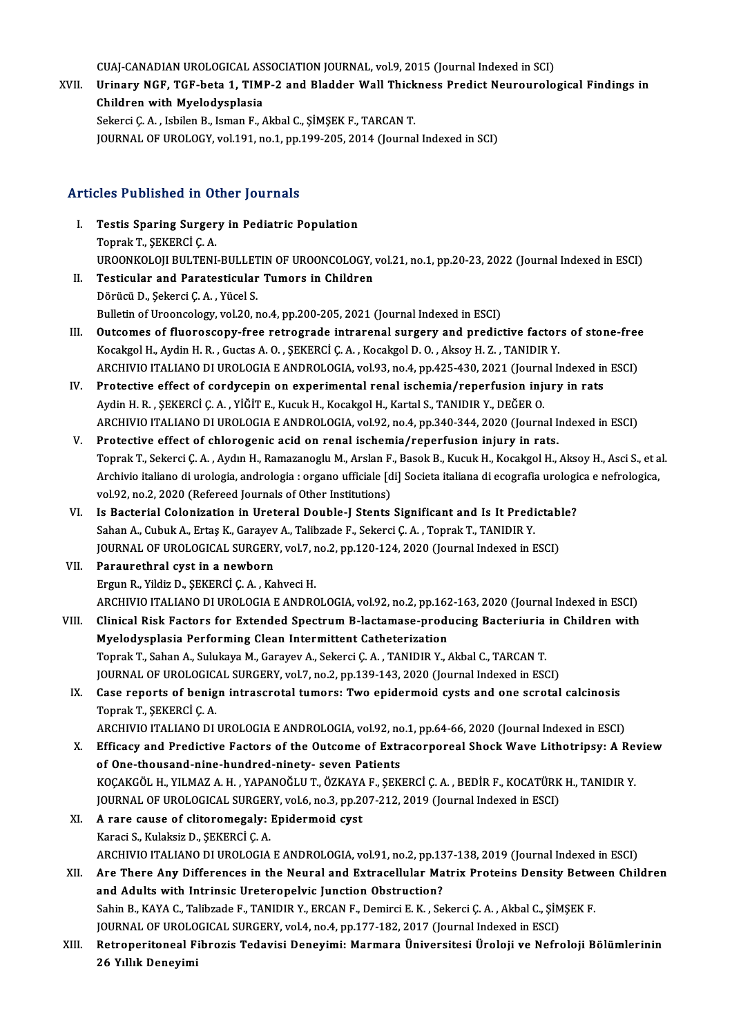CUAJ-CANADIAN UROLOGICAL ASSOCIATION JOURNAL, vol.9, 2015 (Journal Indexed in SCI)

XVII. **Urinary NGF, TGF-beta 1, TIMP-2 and Bladder Wall Thickness Predict Neurourological Findings in Children with Myelodysplasia**
Sekerci Ç. A. , Isbilen B., Isman F., Akbal C., ŞİMŞEK F., TARCAN T.
JOURNAL OF UROLOGY, vol.191, no.1, pp.199-205, 2014 (Journal Indexed in SCI)

## Articles Published in Other Journals

I. **Testis Sparing Surgery in Pediatric Population**
Toprak T., ŞEKERCİ Ç. A.
UROONKOLOJI BULTENI-BULLETIN OF UROONCOLOGY, vol.21, no.1, pp.20-23, 2022 (Journal Indexed in ESCI)

II. **Testicular and Paratesticular Tumors in Children**
Dörücü D., Şekerci Ç. A. , Yücel S.
Bulletin of Urooncology, vol.20, no.4, pp.200-205, 2021 (Journal Indexed in ESCI)

III. **Outcomes of fluoroscopy-free retrograde intrarenal surgery and predictive factors of stone-free**
Kocakgol H., Aydin H. R. , Guctas A. O. , ŞEKERCİ Ç. A. , Kocakgol D. O. , Aksoy H. Z. , TANIDIR Y.
ARCHIVIO ITALIANO DI UROLOGIA E ANDROLOGIA, vol.93, no.4, pp.425-430, 2021 (Journal Indexed in ESCI)

IV. **Protective effect of cordycepin on experimental renal ischemia/reperfusion injury in rats**
Aydin H. R. , ŞEKERCİ Ç. A. , YİĞİT E., Kucuk H., Kocakgol H., Kartal S., TANIDIR Y., DEĞER O.
ARCHIVIO ITALIANO DI UROLOGIA E ANDROLOGIA, vol.92, no.4, pp.340-344, 2020 (Journal Indexed in ESCI)

V. **Protective effect of chlorogenic acid on renal ischemia/reperfusion injury in rats.**
Toprak T., Sekerci Ç. A. , Aydın H., Ramazanoglu M., Arslan F., Basok B., Kucuk H., Kocakgol H., Aksoy H., Asci S., et al.
Archivio italiano di urologia, andrologia : organo ufficiale [di] Societa italiana di ecografia urologica e nefrologica, vol.92, no.2, 2020 (Refereed Journals of Other Institutions)

VI. **Is Bacterial Colonization in Ureteral Double-J Stents Significant and Is It Predictable?**
Sahan A., Cubuk A., Ertaş K., Garayev A., Talibzade F., Sekerci Ç. A. , Toprak T., TANIDIR Y.
JOURNAL OF UROLOGICAL SURGERY, vol.7, no.2, pp.120-124, 2020 (Journal Indexed in ESCI)

VII. **Paraurethral cyst in a newborn**
Ergun R., Yildiz D., ŞEKERCİ Ç. A. , Kahveci H.
ARCHIVIO ITALIANO DI UROLOGIA E ANDROLOGIA, vol.92, no.2, pp.162-163, 2020 (Journal Indexed in ESCI)

VIII. **Clinical Risk Factors for Extended Spectrum B-lactamase-producing Bacteriuria in Children with Myelodysplasia Performing Clean Intermittent Catheterization**
Toprak T., Sahan A., Sulukaya M., Garayev A., Sekerci Ç. A. , TANIDIR Y., Akbal C., TARCAN T.
JOURNAL OF UROLOGICAL SURGERY, vol.7, no.2, pp.139-143, 2020 (Journal Indexed in ESCI)

IX. **Case reports of benign intrascrotal tumors: Two epidermoid cysts and one scrotal calcinosis**
Toprak T., ŞEKERCİ Ç. A.
ARCHIVIO ITALIANO DI UROLOGIA E ANDROLOGIA, vol.92, no.1, pp.64-66, 2020 (Journal Indexed in ESCI)

X. **Efficacy and Predictive Factors of the Outcome of Extracorporeal Shock Wave Lithotripsy: A Review of One-thousand-nine-hundred-ninety- seven Patients**
KOÇAKGÖL H., YILMAZ A. H. , YAPANOĞLU T., ÖZKAYA F., ŞEKERCİ Ç. A. , BEDİR F., KOCATÜRK H., TANIDIR Y.
JOURNAL OF UROLOGICAL SURGERY, vol.6, no.3, pp.207-212, 2019 (Journal Indexed in ESCI)

XI. **A rare cause of clitoromegaly: Epidermoid cyst**
Karaci S., Kulaksiz D., ŞEKERCİ Ç. A.
ARCHIVIO ITALIANO DI UROLOGIA E ANDROLOGIA, vol.91, no.2, pp.137-138, 2019 (Journal Indexed in ESCI)

XII. **Are There Any Differences in the Neural and Extracellular Matrix Proteins Density Between Children and Adults with Intrinsic Ureteropelvic Junction Obstruction?**
Sahin B., KAYA C., Talibzade F., TANIDIR Y., ERCAN F., Demirci E. K. , Sekerci Ç. A. , Akbal C., ŞİMŞEK F.
JOURNAL OF UROLOGICAL SURGERY, vol.4, no.4, pp.177-182, 2017 (Journal Indexed in ESCI)

XIII. **Retroperitoneal Fibrozis Tedavisi Deneyimi: Marmara Üniversitesi Üroloji ve Nefroloji Bölümlerinin 26 Yıllık Deneyimi**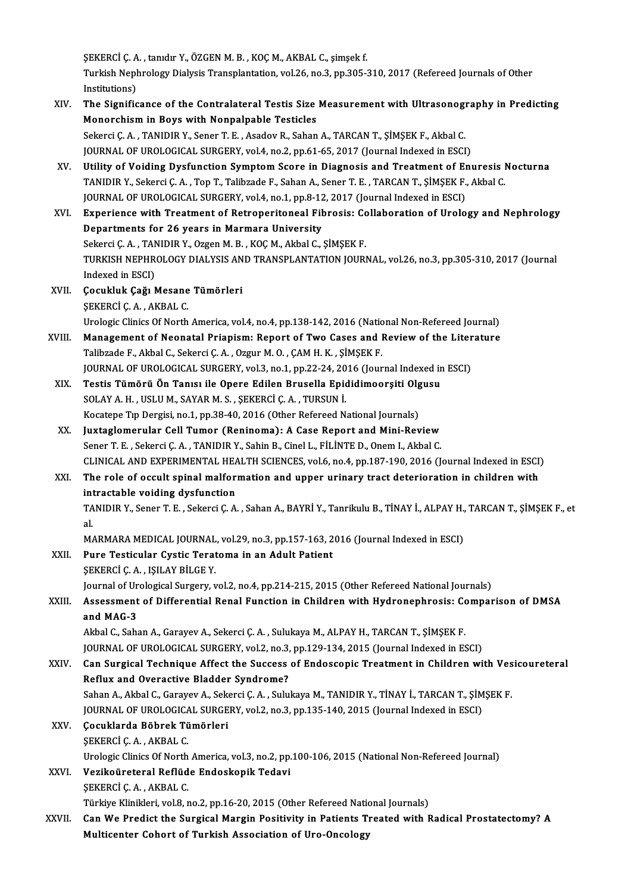ŞEKERCİ Ç. A. , tanıdır Y., ÖZGEN M. B. , KOÇ M., AKBAL C., şimşek f.
Turkish Nephrology Dialysis Transplantation, vol.26, no.3, pp.305-310, 2017 (Refereed Journals of Other Institutions)

XIV. **The Significance of the Contralateral Testis Size Measurement with Ultrasonography in Predicting Monorchism in Boys with Nonpalpable Testicles**
Sekerci Ç. A. , TANIDIR Y., Sener T. E. , Asadov R., Sahan A., TARCAN T., ŞİMŞEK F., Akbal C.
JOURNAL OF UROLOGICAL SURGERY, vol.4, no.2, pp.61-65, 2017 (Journal Indexed in ESCI)

XV. **Utility of Voiding Dysfunction Symptom Score in Diagnosis and Treatment of Enuresis Nocturna**
TANIDIR Y., Sekerci Ç. A. , Top T., Talibzade F., Sahan A., Sener T. E. , TARCAN T., ŞİMŞEK F., Akbal C.
JOURNAL OF UROLOGICAL SURGERY, vol.4, no.1, pp.8-12, 2017 (Journal Indexed in ESCI)

XVI. **Experience with Treatment of Retroperitoneal Fibrosis: Collaboration of Urology and Nephrology Departments for 26 years in Marmara University**
Sekerci Ç. A. , TANIDIR Y., Ozgen M. B. , KOÇ M., Akbal C., ŞİMŞEK F.
TURKISH NEPHROLOGY DIALYSIS AND TRANSPLANTATION JOURNAL, vol.26, no.3, pp.305-310, 2017 (Journal Indexed in ESCI)

XVII. **Çocukluk Çağı Mesane Tümörleri**
ŞEKERCİ Ç. A. , AKBAL C.
Urologic Clinics Of North America, vol.4, no.4, pp.138-142, 2016 (National Non-Refereed Journal)

XVIII. **Management of Neonatal Priapism: Report of Two Cases and Review of the Literature**
Talibzade F., Akbal C., Sekerci Ç. A. , Ozgur M. O. , ÇAM H. K. , ŞİMŞEK F.
JOURNAL OF UROLOGICAL SURGERY, vol.3, no.1, pp.22-24, 2016 (Journal Indexed in ESCI)

XIX. **Testis Tümörü Ön Tanısı ile Opere Edilen Brusella Epididimoorşiti Olgusu**
SOLAY A. H. , USLU M., SAYAR M. S. , ŞEKERCİ Ç. A. , TURSUN İ.
Kocatepe Tıp Dergisi, no.1, pp.38-40, 2016 (Other Refereed National Journals)

XX. **Juxtaglomerular Cell Tumor (Reninoma): A Case Report and Mini-Review**
Sener T. E. , Sekerci Ç. A. , TANIDIR Y., Sahin B., Cinel L., FİLİNTE D., Onem I., Akbal C.
CLINICAL AND EXPERIMENTAL HEALTH SCIENCES, vol.6, no.4, pp.187-190, 2016 (Journal Indexed in ESCI)

XXI. **The role of occult spinal malformation and upper urinary tract deterioration in children with intractable voiding dysfunction**
TANIDIR Y., Sener T. E. , Sekerci Ç. A. , Sahan A., BAYRİ Y., Tanrikulu B., TİNAY İ., ALPAY H., TARCAN T., ŞİMŞEK F., et al.
MARMARA MEDICAL JOURNAL, vol.29, no.3, pp.157-163, 2016 (Journal Indexed in ESCI)

XXII. **Pure Testicular Cystic Teratoma in an Adult Patient**
ŞEKERCİ Ç. A. , IŞILAY BİLGE Y.
Journal of Urological Surgery, vol.2, no.4, pp.214-215, 2015 (Other Refereed National Journals)

XXIII. **Assessment of Differential Renal Function in Children with Hydronephrosis: Comparison of DMSA and MAG-3**
Akbal C., Sahan A., Garayev A., Sekerci Ç. A. , Sulukaya M., ALPAY H., TARCAN T., ŞİMŞEK F.
JOURNAL OF UROLOGICAL SURGERY, vol.2, no.3, pp.129-134, 2015 (Journal Indexed in ESCI)

XXIV. **Can Surgical Technique Affect the Success of Endoscopic Treatment in Children with Vesicoureteral Reflux and Overactive Bladder Syndrome?**
Sahan A., Akbal C., Garayev A., Sekerci Ç. A. , Sulukaya M., TANIDIR Y., TİNAY İ., TARCAN T., ŞİMŞEK F.
JOURNAL OF UROLOGICAL SURGERY, vol.2, no.3, pp.135-140, 2015 (Journal Indexed in ESCI)

XXV. **Çocuklarda Böbrek Tümörleri**
ŞEKERCİ Ç. A. , AKBAL C.
Urologic Clinics Of North America, vol.3, no.2, pp.100-106, 2015 (National Non-Refereed Journal)

XXVI. **Vezikoüreteral Reflüde Endoskopik Tedavi**
ŞEKERCİ Ç. A. , AKBAL C.
Türkiye Klinikleri, vol.8, no.2, pp.16-20, 2015 (Other Refereed National Journals)

XXVII. **Can We Predict the Surgical Margin Positivity in Patients Treated with Radical Prostatectomy? A Multicenter Cohort of Turkish Association of Uro-Oncology**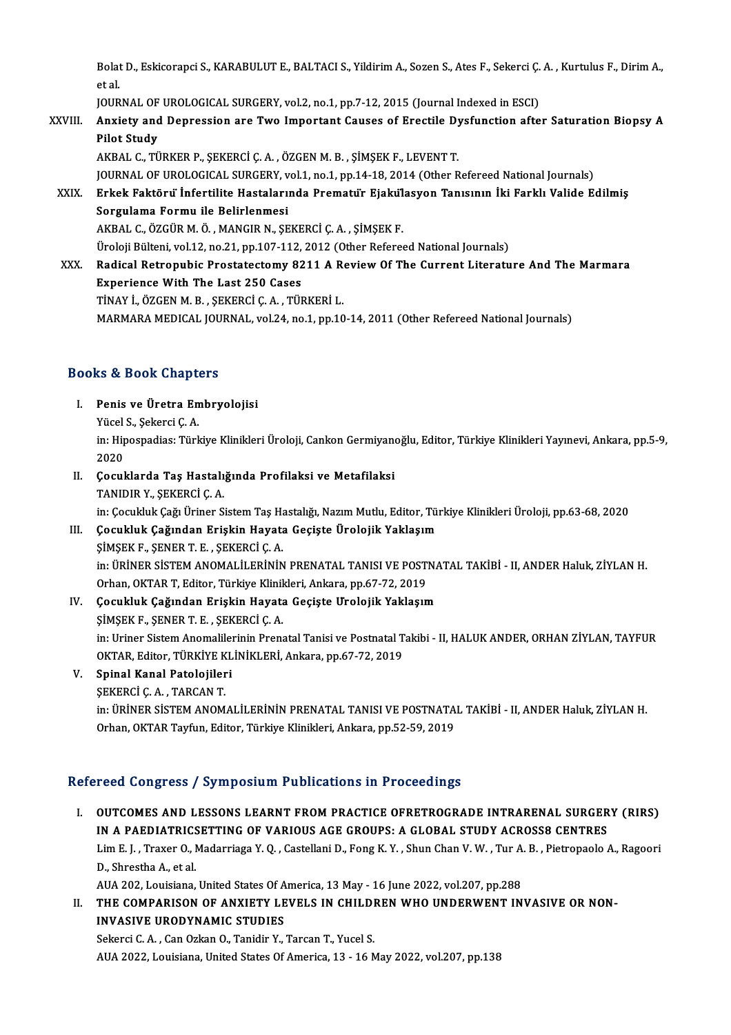Bolat D., Eskicorapci S., KARABULUT E., BALTACI S., Yildirim A., Sozen S., Ates F., Sekerci Ç. A. , Kurtulus F., Dirim A., et al.
JOURNAL OF UROLOGICAL SURGERY, vol.2, no.1, pp.7-12, 2015 (Journal Indexed in ESCI)

XXVIII. **Anxiety and Depression are Two Important Causes of Erectile Dysfunction after Saturation Biopsy A Pilot Study**
AKBAL C., TÜRKER P., ŞEKERCİ Ç. A. , ÖZGEN M. B. , ŞİMŞEK F., LEVENT T.
JOURNAL OF UROLOGICAL SURGERY, vol.1, no.1, pp.14-18, 2014 (Other Refereed National Journals)

XXIX. **Erkek Faktörü İnfertilite Hastalarında Prematür Ejakülasyon Tanısının İki Farklı Valide Edilmiş Sorgulama Formu ile Belirlenmesi**
AKBAL C., ÖZGÜR M. Ö. , MANGIR N., ŞEKERCİ Ç. A. , ŞİMŞEK F.
Üroloji Bülteni, vol.12, no.21, pp.107-112, 2012 (Other Refereed National Journals)

XXX. **Radical Retropubic Prostatectomy 8211 A Review Of The Current Literature And The Marmara Experience With The Last 250 Cases**
TİNAY İ., ÖZGEN M. B. , ŞEKERCİ Ç. A. , TÜRKERİ L.
MARMARA MEDICAL JOURNAL, vol.24, no.1, pp.10-14, 2011 (Other Refereed National Journals)

## Books & Book Chapters

I. **Penis ve Üretra Embryolojisi**
Yücel S., Şekerci Ç. A.
in: Hipospadias: Türkiye Klinikleri Üroloji, Cankon Germiyanoğlu, Editor, Türkiye Klinikleri Yayınevi, Ankara, pp.5-9, 2020

II. **Çocuklarda Taş Hastalığında Profilaksi ve Metafilaksi**
TANIDIR Y., ŞEKERCİ Ç. A.
in: Çocukluk Çağı Üriner Sistem Taş Hastalığı, Nazım Mutlu, Editor, Türkiye Klinikleri Üroloji, pp.63-68, 2020

III. **Çocukluk Çağından Erişkin Hayata Geçişte Ürolojik Yaklaşım**
ŞİMŞEK F., ŞENER T. E. , ŞEKERCİ Ç. A.
in: ÜRİNER SİSTEM ANOMALİLERİNİN PRENATAL TANISI VE POSTNATAL TAKİBİ - II, ANDER Haluk, ZİYLAN H. Orhan, OKTAR T, Editor, Türkiye Klinikleri, Ankara, pp.67-72, 2019

IV. **Çocukluk Çağından Erişkin Hayata Geçişte Urolojik Yaklaşım**
ŞİMŞEK F., ŞENER T. E. , ŞEKERCİ Ç. A.
in: Uriner Sistem Anomalilerinin Prenatal Tanisi ve Postnatal Takibi - II, HALUK ANDER, ORHAN ZİYLAN, TAYFUR OKTAR, Editor, TÜRKİYE KLİNİKLERİ, Ankara, pp.67-72, 2019

V. **Spinal Kanal Patolojileri**
ŞEKERCİ Ç. A. , TARCAN T.
in: ÜRİNER SİSTEM ANOMALİLERİNİN PRENATAL TANISI VE POSTNATAL TAKİBİ - II, ANDER Haluk, ZİYLAN H. Orhan, OKTAR Tayfun, Editor, Türkiye Klinikleri, Ankara, pp.52-59, 2019

## Refereed Congress / Symposium Publications in Proceedings

I. **OUTCOMES AND LESSONS LEARNT FROM PRACTICE OFRETROGRADE INTRARENAL SURGERY (RIRS) IN A PAEDIATRICSETTING OF VARIOUS AGE GROUPS: A GLOBAL STUDY ACROSS8 CENTRES**
Lim E. J. , Traxer O., Madarriaga Y. Q. , Castellani D., Fong K. Y. , Shun Chan V. W. , Tur A. B. , Pietropaolo A., Ragoori D., Shrestha A., et al.
AUA 202, Louisiana, United States Of America, 13 May - 16 June 2022, vol.207, pp.288

II. **THE COMPARISON OF ANXIETY LEVELS IN CHILDREN WHO UNDERWENT INVASIVE OR NON-INVASIVE URODYNAMIC STUDIES**
Sekerci C. A. , Can Ozkan O., Tanidir Y., Tarcan T., Yucel S.
AUA 2022, Louisiana, United States Of America, 13 - 16 May 2022, vol.207, pp.138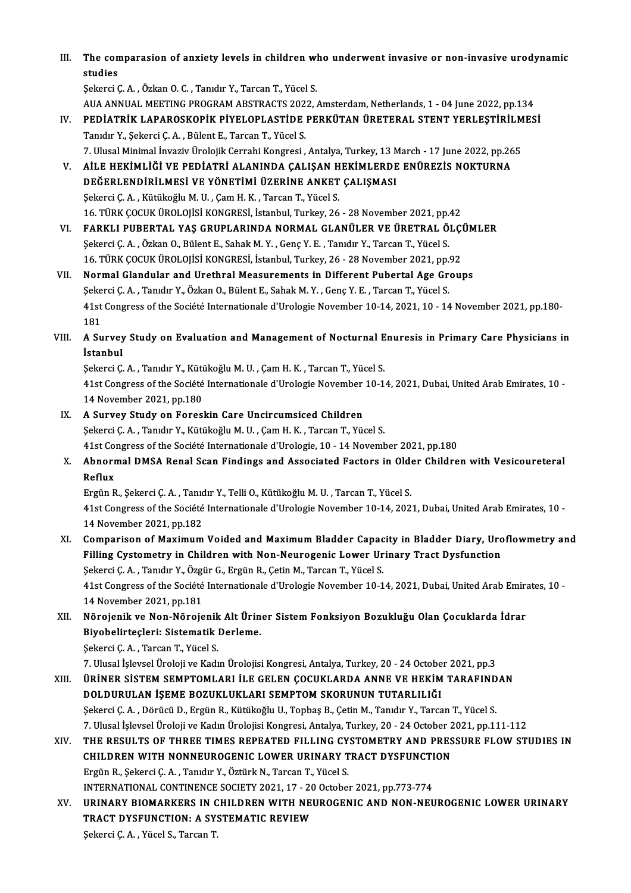III. **The comparasion of anxiety levels in children who underwent invasive or non-invasive urodynamic studies**
Şekerci Ç. A. , Özkan O. C. , Tanıdır Y., Tarcan T., Yücel S.
AUA ANNUAL MEETING PROGRAM ABSTRACTS 2022, Amsterdam, Netherlands, 1 - 04 June 2022, pp.134

IV. **PEDİATRİK LAPAROSKOPİK PİYELOPLASTİDE PERKÜTAN ÜRETERAL STENT YERLEŞTİRİLMESİ**
Tanıdır Y., Şekerci Ç. A. , Bülent E., Tarcan T., Yücel S.
7. Ulusal Minimal İnvaziv Ürolojik Cerrahi Kongresi , Antalya, Turkey, 13 March - 17 June 2022, pp.265

V. **AİLE HEKİMLİĞİ VE PEDİATRİ ALANINDA ÇALIŞAN HEKİMLERDE ENÜREZİS NOKTURNA DEĞERLENDİRİLMESİ VE YÖNETİMİ ÜZERİNE ANKET ÇALIŞMASI**
Şekerci Ç. A. , Kütükoğlu M. U. , Çam H. K. , Tarcan T., Yücel S.
16. TÜRK ÇOCUK ÜROLOJİSİ KONGRESİ, İstanbul, Turkey, 26 - 28 November 2021, pp.42

VI. **FARKLI PUBERTAL YAŞ GRUPLARINDA NORMAL GLANÜLER VE ÜRETRAL ÖLÇÜMLER**
Şekerci Ç. A. , Özkan O., Bülent E., Sahak M. Y. , Genç Y. E. , Tanıdır Y., Tarcan T., Yücel S.
16. TÜRK ÇOCUK ÜROLOJİSİ KONGRESİ, İstanbul, Turkey, 26 - 28 November 2021, pp.92

VII. **Normal Glandular and Urethral Measurements in Different Pubertal Age Groups**
Şekerci Ç. A. , Tanıdır Y., Özkan O., Bülent E., Sahak M. Y. , Genç Y. E. , Tarcan T., Yücel S.
41st Congress of the Société Internationale d'Urologie November 10-14, 2021, 10 - 14 November 2021, pp.180-181

VIII. **A Survey Study on Evaluation and Management of Nocturnal Enuresis in Primary Care Physicians in İstanbul**
Şekerci Ç. A. , Tanıdır Y., Kütükoğlu M. U. , Çam H. K. , Tarcan T., Yücel S.
41st Congress of the Société Internationale d'Urologie November 10-14, 2021, Dubai, United Arab Emirates, 10 - 14 November 2021, pp.180

IX. **A Survey Study on Foreskin Care Uncircumsiced Children**
Şekerci Ç. A. , Tanıdır Y., Kütükoğlu M. U. , Çam H. K. , Tarcan T., Yücel S.
41st Congress of the Société Internationale d'Urologie, 10 - 14 November 2021, pp.180

X. **Abnormal DMSA Renal Scan Findings and Associated Factors in Older Children with Vesicoureteral Reflux**
Ergün R., Şekerci Ç. A. , Tanıdır Y., Telli O., Kütükoğlu M. U. , Tarcan T., Yücel S.
41st Congress of the Société Internationale d'Urologie November 10-14, 2021, Dubai, United Arab Emirates, 10 - 14 November 2021, pp.182

XI. **Comparison of Maximum Voided and Maximum Bladder Capacity in Bladder Diary, Uroflowmetry and Filling Cystometry in Children with Non-Neurogenic Lower Urinary Tract Dysfunction**
Şekerci Ç. A. , Tanıdır Y., Özgür G., Ergün R., Çetin M., Tarcan T., Yücel S.
41st Congress of the Société Internationale d'Urologie November 10-14, 2021, Dubai, United Arab Emirates, 10 - 14 November 2021, pp.181

XII. **Nörojenik ve Non-Nörojenik Alt Üriner Sistem Fonksiyon Bozukluğu Olan Çocuklarda İdrar Biyobelirteçleri: Sistematik Derleme.**
Şekerci Ç. A. , Tarcan T., Yücel S.
7. Ulusal İşlevsel Üroloji ve Kadın Ürolojisi Kongresi, Antalya, Turkey, 20 - 24 October 2021, pp.3

XIII. **ÜRİNER SİSTEM SEMPTOMLARI İLE GELEN ÇOCUKLARDA ANNE VE HEKİM TARAFINDAN DOLDURULAN İŞEME BOZUKLUKLARI SEMPTOM SKORUNUN TUTARLILIĞI**
Şekerci Ç. A. , Dörücü D., Ergün R., Kütükoğlu U., Topbaş B., Çetin M., Tanıdır Y., Tarcan T., Yücel S.
7. Ulusal İşlevsel Üroloji ve Kadın Ürolojisi Kongresi, Antalya, Turkey, 20 - 24 October 2021, pp.111-112

XIV. **THE RESULTS OF THREE TIMES REPEATED FILLING CYSTOMETRY AND PRESSURE FLOW STUDIES IN CHILDREN WITH NONNEUROGENIC LOWER URINARY TRACT DYSFUNCTION**
Ergün R., Şekerci Ç. A. , Tanıdır Y., Öztürk N., Tarcan T., Yücel S.
INTERNATIONAL CONTINENCE SOCIETY 2021, 17 - 20 October 2021, pp.773-774

XV. **URINARY BIOMARKERS IN CHILDREN WITH NEUROGENIC AND NON-NEUROGENIC LOWER URINARY TRACT DYSFUNCTION: A SYSTEMATIC REVIEW**
Şekerci Ç. A. , Yücel S., Tarcan T.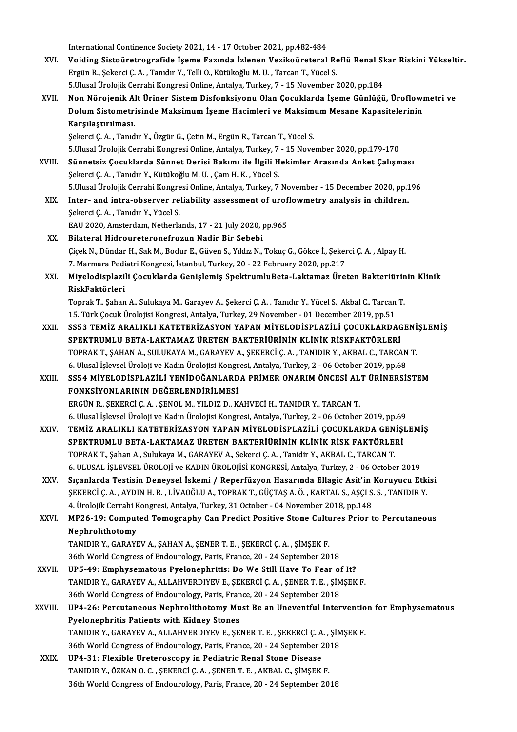International Continence Society 2021, 14 - 17 October 2021, pp.482-484

XVI. **Voiding Sistoüretrografide İşeme Fazında İzlenen Vezikoüreteral Reflü Renal Skar Riskini Yükseltir.**
Ergün R., Şekerci Ç. A. , Tanıdır Y., Telli O., Kütükoğlu M. U. , Tarcan T., Yücel S.
5.Ulusal Ürolojik Cerrahi Kongresi Online, Antalya, Turkey, 7 - 15 November 2020, pp.184

XVII. **Non Nörojenik Alt Üriner Sistem Disfonksiyonu Olan Çocuklarda İşeme Günlüğü, Üroflowmetri ve Dolum Sistometrisinde Maksimum İşeme Hacimleri ve Maksimum Mesane Kapasitelerinin Karşılaştırılması.**
Şekerci Ç. A. , Tanıdır Y., Özgür G., Çetin M., Ergün R., Tarcan T., Yücel S.
5.Ulusal Ürolojik Cerrahi Kongresi Online, Antalya, Turkey, 7 - 15 November 2020, pp.179-170

XVIII. **Sünnetsiz Çocuklarda Sünnet Derisi Bakımı ile İlgili Hekimler Arasında Anket Çalışması**
Şekerci Ç. A. , Tanıdır Y., Kütükoğlu M. U. , Çam H. K. , Yücel S.
5.Ulusal Ürolojik Cerrahi Kongresi Online, Antalya, Turkey, 7 November - 15 December 2020, pp.196

XIX. **Inter- and intra-observer reliability assessment of uroflowmetry analysis in children.**
Şekerci Ç. A. , Tanıdır Y., Yücel S.
EAU 2020, Amsterdam, Netherlands, 17 - 21 July 2020, pp.965

XX. **Bilateral Hidroureteronefrozun Nadir Bir Sebebi**
Çiçek N., Dündar H., Sak M., Bodur E., Güven S., Yıldız N., Tokuç G., Gökce İ., Şekerci Ç. A. , Alpay H.
7. Marmara Pediatri Kongresi, İstanbul, Turkey, 20 - 22 February 2020, pp.217

XXI. **Miyelodisplazili Çocuklarda Genişlemiş SpektrumluBeta-Laktamaz Üreten Bakteriürinin Klinik RiskFaktörleri**
Toprak T., Şahan A., Sulukaya M., Garayev A., Şekerci Ç. A. , Tanıdır Y., Yücel S., Akbal C., Tarcan T.
15. Türk Çocuk Ürolojisi Kongresi, Antalya, Turkey, 29 November - 01 December 2019, pp.51

XXII. **SS53 TEMİZ ARALIKLI KATETERİZASYON YAPAN MİYELODİSPLAZİLİ ÇOCUKLARDAGENİŞLEMİŞ SPEKTRUMLU BETA-LAKTAMAZ ÜRETEN BAKTERİÜRİNİN KLİNİK RİSKFAKTÖRLERİ**
TOPRAK T., ŞAHAN A., SULUKAYA M., GARAYEV A., ŞEKERCİ Ç. A. , TANIDIR Y., AKBAL C., TARCAN T.
6. Ulusal İşlevsel Üroloji ve Kadın Ürolojisi Kongresi, Antalya, Turkey, 2 - 06 October 2019, pp.68

XXIII. **SS54 MİYELODİSPLAZİLİ YENİDOĞANLARDA PRİMER ONARIM ÖNCESİ ALT ÜRİNERSİSTEM FONKSİYONLARININ DEĞERLENDİRİLMESİ**
ERGÜN R., ŞEKERCİ Ç. A. , ŞENOL M., YILDIZ D., KAHVECİ H., TANIDIR Y., TARCAN T.
6. Ulusal İşlevsel Üroloji ve Kadın Ürolojisi Kongresi, Antalya, Turkey, 2 - 06 October 2019, pp.69

XXIV. **TEMİZ ARALIKLI KATETERİZASYON YAPAN MİYELODİSPLAZİLİ ÇOCUKLARDA GENİŞLEMİŞ SPEKTRUMLU BETA-LAKTAMAZ ÜRETEN BAKTERİÜRİNİN KLİNİK RİSK FAKTÖRLERİ**
TOPRAK T., Şahan A., Sulukaya M., GARAYEV A., Sekerci Ç. A. , Tanidir Y., AKBAL C., TARCAN T.
6. ULUSAL İŞLEVSEL ÜROLOJİ ve KADIN ÜROLOJİSİ KONGRESİ, Antalya, Turkey, 2 - 06 October 2019

XXV. **Sıçanlarda Testisin Deneysel İskemi / Reperfüzyon Hasarında Ellagic Asit'in Koruyucu Etkisi**
ŞEKERCİ Ç. A. , AYDIN H. R. , LİVAOĞLU A., TOPRAK T., GÜÇTAŞ A. Ö. , KARTAL S., AŞÇI S. S. , TANIDIR Y.
4. Ürolojik Cerrahi Kongresi, Antalya, Turkey, 31 October - 04 November 2018, pp.148

XXVI. **MP26-19: Computed Tomography Can Predict Positive Stone Cultures Prior to Percutaneous Nephrolithotomy**
TANIDIR Y., GARAYEV A., ŞAHAN A., ŞENER T. E. , ŞEKERCİ Ç. A. , ŞİMŞEK F.
36th World Congress of Endourology, Paris, France, 20 - 24 September 2018

XXVII. **UP5-49: Emphysematous Pyelonephritis: Do We Still Have To Fear of It?**
TANIDIR Y., GARAYEV A., ALLAHVERDIYEV E., ŞEKERCİ Ç. A. , ŞENER T. E. , ŞİMŞEK F.
36th World Congress of Endourology, Paris, France, 20 - 24 September 2018

XXVIII. **UP4-26: Percutaneous Nephrolithotomy Must Be an Uneventful Intervention for Emphysematous Pyelonephritis Patients with Kidney Stones**
TANIDIR Y., GARAYEV A., ALLAHVERDIYEV E., ŞENER T. E. , ŞEKERCİ Ç. A. , ŞİMŞEK F.
36th World Congress of Endourology, Paris, France, 20 - 24 September 2018

XXIX. **UP4-31: Flexible Ureteroscopy in Pediatric Renal Stone Disease**
TANIDIR Y., ÖZKAN O. C. , ŞEKERCİ Ç. A. , ŞENER T. E. , AKBAL C., ŞİMŞEK F.
36th World Congress of Endourology, Paris, France, 20 - 24 September 2018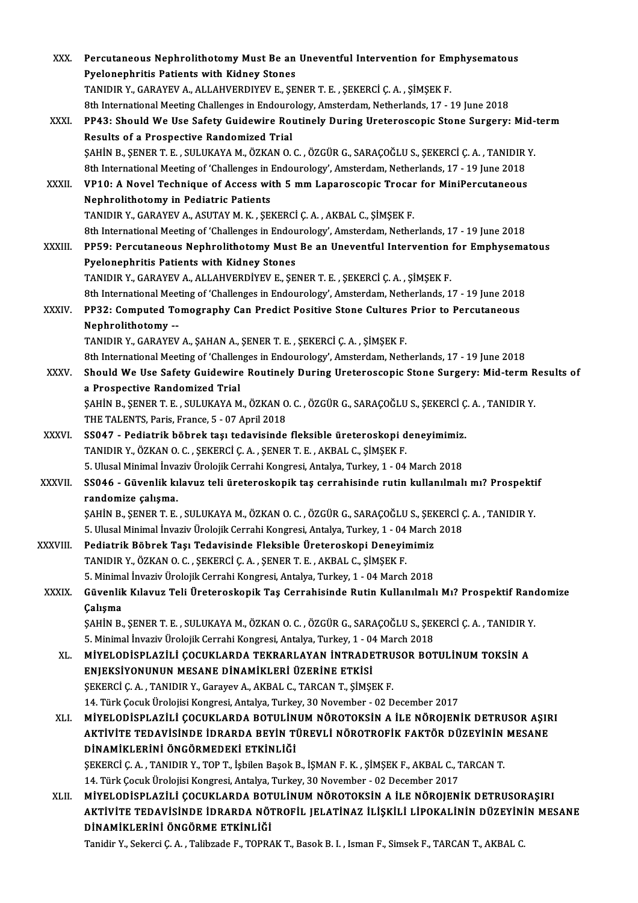XXX. **Percutaneous Nephrolithotomy Must Be an Uneventful Intervention for Emphysematous Pyelonephritis Patients with Kidney Stones**
TANIDIR Y., GARAYEV A., ALLAHVERDIYEV E., ŞENER T. E. , ŞEKERCİ Ç. A. , ŞİMŞEK F.
8th International Meeting Challenges in Endourology, Amsterdam, Netherlands, 17 - 19 June 2018

XXXI. **PP43: Should We Use Safety Guidewire Routinely During Ureteroscopic Stone Surgery: Mid-term Results of a Prospective Randomized Trial**
ŞAHİN B., ŞENER T. E. , SULUKAYA M., ÖZKAN O. C. , ÖZGÜR G., SARAÇOĞLU S., ŞEKERCİ Ç. A. , TANIDIR Y.
8th International Meeting of 'Challenges in Endourology', Amsterdam, Netherlands, 17 - 19 June 2018

XXXII. **VP10: A Novel Technique of Access with 5 mm Laparoscopic Trocar for MiniPercutaneous Nephrolithotomy in Pediatric Patients**
TANIDIR Y., GARAYEV A., ASUTAY M. K. , ŞEKERCİ Ç. A. , AKBAL C., ŞİMŞEK F.
8th International Meeting of 'Challenges in Endourology', Amsterdam, Netherlands, 17 - 19 June 2018

XXXIII. **PP59: Percutaneous Nephrolithotomy Must Be an Uneventful Intervention for Emphysematous Pyelonephritis Patients with Kidney Stones**
TANIDIR Y., GARAYEV A., ALLAHVERDİYEV E., ŞENER T. E. , ŞEKERCİ Ç. A. , ŞİMŞEK F.
8th International Meeting of 'Challenges in Endourology', Amsterdam, Netherlands, 17 - 19 June 2018

XXXIV. **PP32: Computed Tomography Can Predict Positive Stone Cultures Prior to Percutaneous Nephrolithotomy --**
TANIDIR Y., GARAYEV A., ŞAHAN A., ŞENER T. E. , ŞEKERCİ Ç. A. , ŞİMŞEK F.
8th International Meeting of 'Challenges in Endourology', Amsterdam, Netherlands, 17 - 19 June 2018

XXXV. **Should We Use Safety Guidewire Routinely During Ureteroscopic Stone Surgery: Mid-term Results of a Prospective Randomized Trial**
ŞAHİN B., ŞENER T. E. , SULUKAYA M., ÖZKAN O. C. , ÖZGÜR G., SARAÇOĞLU S., ŞEKERCİ Ç. A. , TANIDIR Y.
THE TALENTS, Paris, France, 5 - 07 April 2018

XXXVI. **SS047 - Pediatrik böbrek taşı tedavisinde fleksible üreteroskopi deneyimimiz.**
TANIDIR Y., ÖZKAN O. C. , ŞEKERCİ Ç. A. , ŞENER T. E. , AKBAL C., ŞİMŞEK F.
5. Ulusal Minimal İnvaziv Ürolojik Cerrahi Kongresi, Antalya, Turkey, 1 - 04 March 2018

XXXVII. **SS046 - Güvenlik kılavuz teli üreteroskopik taş cerrahisinde rutin kullanılmalı mı? Prospektif randomize çalışma.**
ŞAHİN B., ŞENER T. E. , SULUKAYA M., ÖZKAN O. C. , ÖZGÜR G., SARAÇOĞLU S., ŞEKERCİ Ç. A. , TANIDIR Y.
5. Ulusal Minimal İnvaziv Ürolojik Cerrahi Kongresi, Antalya, Turkey, 1 - 04 March 2018

XXXVIII. **Pediatrik Böbrek Taşı Tedavisinde Fleksible Üreteroskopi Deneyimimiz**
TANIDIR Y., ÖZKAN O. C. , ŞEKERCİ Ç. A. , ŞENER T. E. , AKBAL C., ŞİMŞEK F.
5. Minimal İnvaziv Ürolojik Cerrahi Kongresi, Antalya, Turkey, 1 - 04 March 2018

XXXIX. **Güvenlik Kılavuz Teli Üreteroskopik Taş Cerrahisinde Rutin Kullanılmalı Mı? Prospektif Randomize Çalışma**
ŞAHİN B., ŞENER T. E. , SULUKAYA M., ÖZKAN O. C. , ÖZGÜR G., SARAÇOĞLU S., ŞEKERCİ Ç. A. , TANIDIR Y.
5. Minimal İnvaziv Ürolojik Cerrahi Kongresi, Antalya, Turkey, 1 - 04 March 2018

XL. **MİYELODİSPLAZİLİ ÇOCUKLARDA TEKRARLAYAN İNTRADETRUSOR BOTULİNUM TOKSİN A ENJEKSİYONUNUN MESANE DİNAMİKLERİ ÜZERİNE ETKİSİ**
ŞEKERCİ Ç. A. , TANIDIR Y., Garayev A., AKBAL C., TARCAN T., ŞİMŞEK F.
14. Türk Çocuk Ürolojisi Kongresi, Antalya, Turkey, 30 November - 02 December 2017

XLI. **MİYELODİSPLAZİLİ ÇOCUKLARDA BOTULİNUM NÖROTOKSİN A İLE NÖROJENİK DETRUSOR AŞIRI AKTİVİTE TEDAVİSİNDE İDRARDA BEYİN TÜREVLİ NÖROTROFİK FAKTÖR DÜZEYİNİN MESANE DİNAMİKLERİNİ ÖNGÖRMEDEKİ ETKİNLİĞİ**
ŞEKERCİ Ç. A. , TANIDIR Y., TOP T., İşbilen Başok B., İŞMAN F. K. , ŞİMŞEK F., AKBAL C., TARCAN T.
14. Türk Çocuk Ürolojisi Kongresi, Antalya, Turkey, 30 November - 02 December 2017

XLII. **MİYELODİSPLAZİLİ ÇOCUKLARDA BOTULİNUM NÖROTOKSİN A İLE NÖROJENİK DETRUSORAŞIRI AKTİVİTE TEDAVİSİNDE İDRARDA NÖTROFİL JELATİNAZ İLİŞKİLİ LİPOKALİNİN DÜZEYİNİN MESANE DİNAMİKLERİNİ ÖNGÖRME ETKİNLİĞİ**
Tanidir Y., Sekerci Ç. A. , Talibzade F., TOPRAK T., Basok B. I. , Isman F., Simsek F., TARCAN T., AKBAL C.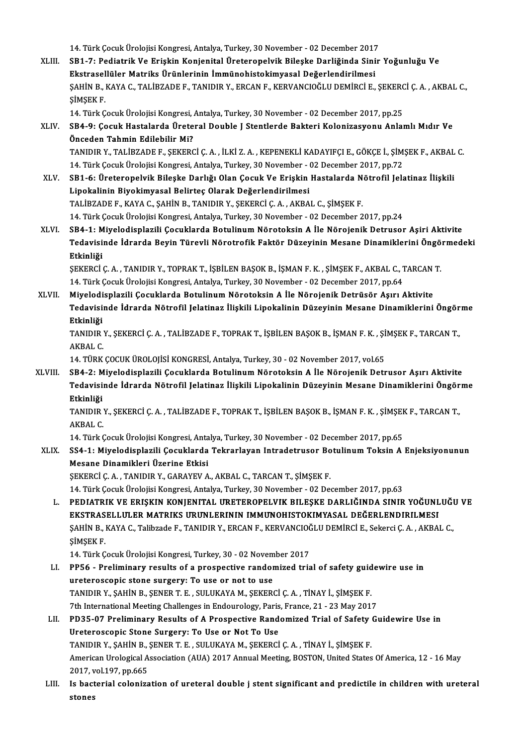14. Türk Çocuk Ürolojisi Kongresi, Antalya, Turkey, 30 November - 02 December 2017

XLIII. **SB1-7: Pediatrik Ve Erişkin Konjenital Üreteropelvik Bileşke Darliğinda Sinir Yoğunluğu Ve Ekstrasellüler Matriks Ürünlerinin İmmünohistokimyasal Değerlendirilmesi**
ŞAHİN B., KAYA C., TALİBZADE F., TANIDIR Y., ERCAN F., KERVANCIOĞLU DEMİRCİ E., ŞEKERCİ Ç. A. , AKBAL C., ŞİMŞEK F.
14. Türk Çocuk Ürolojisi Kongresi, Antalya, Turkey, 30 November - 02 December 2017, pp.25

XLIV. **SB4-9: Çocuk Hastalarda Üreteral Double J Stentlerde Bakteri Kolonizasyonu Anlamlı Mıdır Ve Önceden Tahmin Edilebilir Mi?**
TANIDIR Y., TALİBZADE F., ŞEKERCİ Ç. A. , İLKİ Z. A. , KEPENEKLİ KADAYIFÇI E., GÖKÇE İ., ŞİMŞEK F., AKBAL C.
14. Türk Çocuk Ürolojisi Kongresi, Antalya, Turkey, 30 November - 02 December 2017, pp.72

XLV. **SB1-6: Üreteropelvik Bileşke Darlığı Olan Çocuk Ve Erişkin Hastalarda Nötrofil Jelatinaz İlişkili Lipokalinin Biyokimyasal Belirteç Olarak Değerlendirilmesi**
TALİBZADE F., KAYA C., ŞAHİN B., TANIDIR Y., ŞEKERCİ Ç. A. , AKBAL C., ŞİMŞEK F.
14. Türk Çocuk Ürolojisi Kongresi, Antalya, Turkey, 30 November - 02 December 2017, pp.24

XLVI. **SB4-1: Miyelodisplazili Çocuklarda Botulinum Nörotoksin A İle Nörojenik Detrusor Aşiri Aktivite Tedavisinde İdrarda Beyin Türevli Nörotrofik Faktör Düzeyinin Mesane Dinamiklerini Öngörmedeki Etkinliği**
ŞEKERCİ Ç. A. , TANIDIR Y., TOPRAK T., İŞBİLEN BAŞOK B., İŞMAN F. K. , ŞİMŞEK F., AKBAL C., TARCAN T.
14. Türk Çocuk Ürolojisi Kongresi, Antalya, Turkey, 30 November - 02 December 2017, pp.64

XLVII. **Miyelodisplazili Çocuklarda Botulinum Nörotoksin A İle Nörojenik Detrüsör Aşırı Aktivite Tedavisinde İdrarda Nötrofil Jelatinaz İlişkili Lipokalinin Düzeyinin Mesane Dinamiklerini Öngörme Etkinliği**
TANIDIR Y., ŞEKERCİ Ç. A. , TALİBZADE F., TOPRAK T., İŞBİLEN BAŞOK B., İŞMAN F. K. , ŞİMŞEK F., TARCAN T., AKBAL C.
14. TÜRK ÇOCUK ÜROLOJİSİ KONGRESİ, Antalya, Turkey, 30 - 02 November 2017, vol.65

XLVIII. **SB4-2: Miyelodisplazili Çocuklarda Botulinum Nörotoksin A İle Nörojenik Detrusor Aşırı Aktivite Tedavisinde İdrarda Nötrofil Jelatinaz İlişkili Lipokalinin Düzeyinin Mesane Dinamiklerini Öngörme Etkinliği**
TANIDIR Y., ŞEKERCİ Ç. A. , TALİBZADE F., TOPRAK T., İŞBİLEN BAŞOK B., İŞMAN F. K. , ŞİMŞEK F., TARCAN T., AKBAL C.
14. Türk Çocuk Ürolojisi Kongresi, Antalya, Turkey, 30 November - 02 December 2017, pp.65

XLIX. **SS4-1: Miyelodisplazili Çocuklarda Tekrarlayan Intradetrusor Botulinum Toksin A Enjeksiyonunun Mesane Dinamikleri Üzerine Etkisi**
ŞEKERCİ Ç. A. , TANIDIR Y., GARAYEV A., AKBAL C., TARCAN T., ŞİMŞEK F.
14. Türk Çocuk Ürolojisi Kongresi, Antalya, Turkey, 30 November - 02 December 2017, pp.63

L. **PEDIATRIK VE ERIŞKIN KONJENITAL URETEROPELVIK BILEŞKE DARLIĞINDA SINIR YOĞUNLUĞU VE EKSTRASELLULER MATRIKS URUNLERININ IMMUNOHISTOKIMYASAL DEĞERLENDIRILMESI**
ŞAHİN B., KAYA C., Talibzade F., TANIDIR Y., ERCAN F., KERVANCIOĞLU DEMİRCİ E., Sekerci Ç. A. , AKBAL C., ŞİMŞEK F.
14. Türk Çocuk Ürolojisi Kongresi, Turkey, 30 - 02 November 2017

LI. **PP56 - Preliminary results of a prospective randomized trial of safety guidewire use in ureteroscopic stone surgery: To use or not to use**
TANIDIR Y., ŞAHİN B., ŞENER T. E. , SULUKAYA M., ŞEKERCİ Ç. A. , TİNAY İ., ŞİMŞEK F.
7th International Meeting Challenges in Endourology, Paris, France, 21 - 23 May 2017

LII. **PD35-07 Preliminary Results of A Prospective Randomized Trial of Safety Guidewire Use in Ureteroscopic Stone Surgery: To Use or Not To Use**
TANIDIR Y., ŞAHİN B., ŞENER T. E. , SULUKAYA M., ŞEKERCİ Ç. A. , TİNAY İ., ŞİMŞEK F.
American Urological Association (AUA) 2017 Annual Meeting, BOSTON, United States Of America, 12 - 16 May 2017, vol.197, pp.665

LIII. **Is bacterial colonization of ureteral double j stent significant and predictile in children with ureteral stones**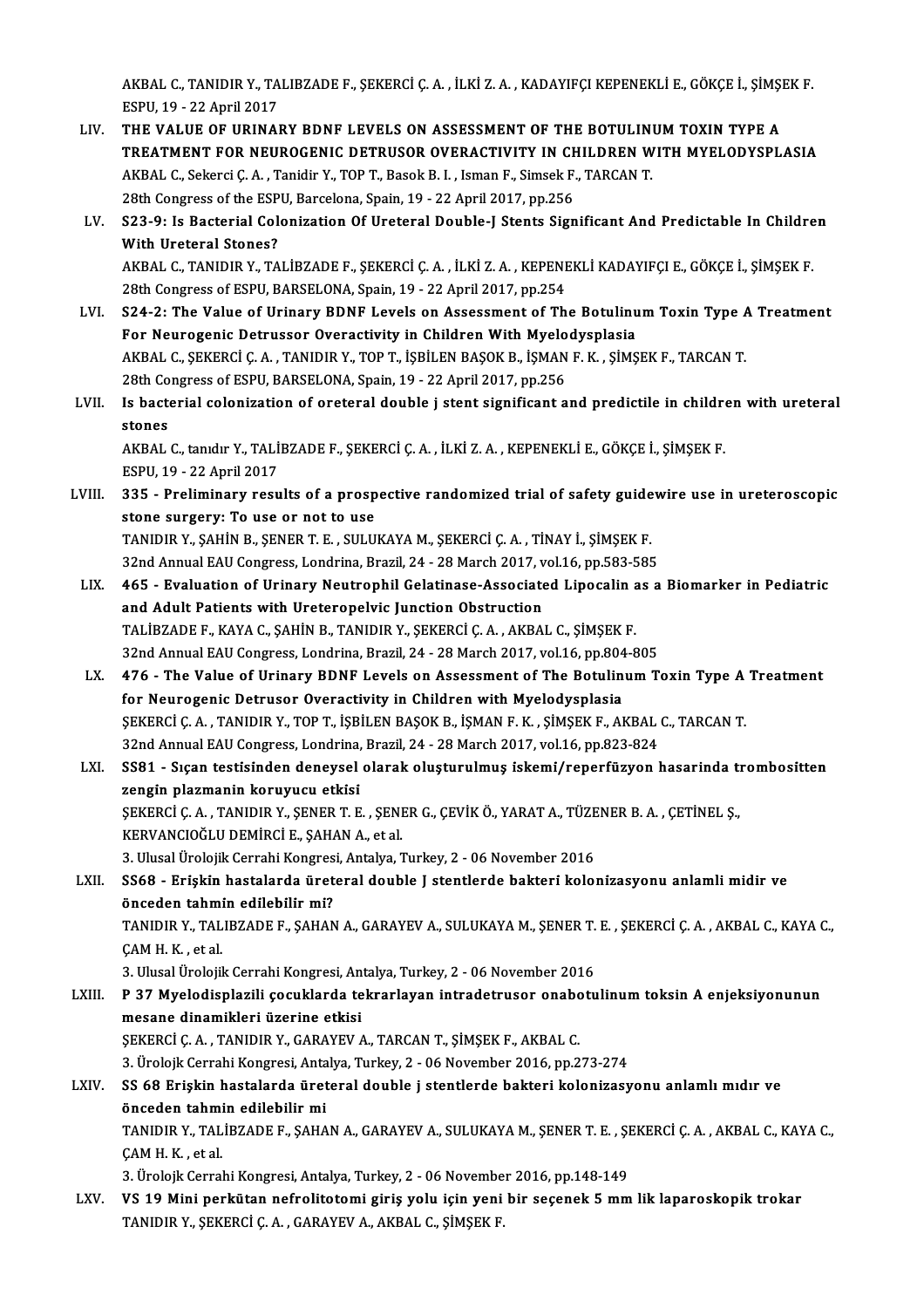AKBAL C., TANIDIR Y., TALIBZADE F., ŞEKERCİ Ç. A. , İLKİ Z. A. , KADAYIFÇI KEPENEKLİ E., GÖKÇE İ., ŞİMŞEK F.
ESPU, 19 - 22 April 2017

LIV. **THE VALUE OF URINARY BDNF LEVELS ON ASSESSMENT OF THE BOTULINUM TOXIN TYPE A TREATMENT FOR NEUROGENIC DETRUSOR OVERACTIVITY IN CHILDREN WITH MYELODYSPLASIA**
AKBAL C., Sekerci Ç. A. , Tanidir Y., TOP T., Basok B. I. , Isman F., Simsek F., TARCAN T.
28th Congress of the ESPU, Barcelona, Spain, 19 - 22 April 2017, pp.256

LV. **S23-9: Is Bacterial Colonization Of Ureteral Double-J Stents Significant And Predictable In Children With Ureteral Stones?**
AKBAL C., TANIDIR Y., TALİBZADE F., ŞEKERCİ Ç. A. , İLKİ Z. A. , KEPENEKLİ KADAYIFÇI E., GÖKÇE İ., ŞİMŞEK F.
28th Congress of ESPU, BARSELONA, Spain, 19 - 22 April 2017, pp.254

LVI. **S24-2: The Value of Urinary BDNF Levels on Assessment of The Botulinum Toxin Type A Treatment For Neurogenic Detrussor Overactivity in Children With Myelodysplasia**
AKBAL C., ŞEKERCİ Ç. A. , TANIDIR Y., TOP T., İŞBİLEN BAŞOK B., İŞMAN F. K. , ŞİMŞEK F., TARCAN T.
28th Congress of ESPU, BARSELONA, Spain, 19 - 22 April 2017, pp.256

LVII. **Is bacterial colonization of oreteral double j stent significant and predictile in children with ureteral stones**
AKBAL C., tanıdır Y., TALİBZADE F., ŞEKERCİ Ç. A. , İLKİ Z. A. , KEPENEKLİ E., GÖKÇE İ., ŞİMŞEK F.
ESPU, 19 - 22 April 2017

LVIII. **335 - Preliminary results of a prospective randomized trial of safety guidewire use in ureteroscopic stone surgery: To use or not to use**
TANIDIR Y., ŞAHİN B., ŞENER T. E. , SULUKAYA M., ŞEKERCİ Ç. A. , TİNAY İ., ŞİMŞEK F.
32nd Annual EAU Congress, Londrina, Brazil, 24 - 28 March 2017, vol.16, pp.583-585

LIX. **465 - Evaluation of Urinary Neutrophil Gelatinase-Associated Lipocalin as a Biomarker in Pediatric and Adult Patients with Ureteropelvic Junction Obstruction**
TALİBZADE F., KAYA C., ŞAHİN B., TANIDIR Y., ŞEKERCİ Ç. A. , AKBAL C., ŞİMŞEK F.
32nd Annual EAU Congress, Londrina, Brazil, 24 - 28 March 2017, vol.16, pp.804-805

LX. **476 - The Value of Urinary BDNF Levels on Assessment of The Botulinum Toxin Type A Treatment for Neurogenic Detrusor Overactivity in Children with Myelodysplasia**
ŞEKERCİ Ç. A. , TANIDIR Y., TOP T., İŞBİLEN BAŞOK B., İŞMAN F. K. , ŞİMŞEK F., AKBAL C., TARCAN T.
32nd Annual EAU Congress, Londrina, Brazil, 24 - 28 March 2017, vol.16, pp.823-824

LXI. **SS81 - Sıçan testisinden deneysel olarak oluşturulmuş iskemi/reperfüzyon hasarinda trombositten zengin plazmanin koruyucu etkisi**
ŞEKERCİ Ç. A. , TANIDIR Y., ŞENER T. E. , ŞENER G., ÇEVİK Ö., YARAT A., TÜZENER B. A. , ÇETİNEL Ş., KERVANCIOĞLU DEMİRCİ E., ŞAHAN A., et al.
3. Ulusal Ürolojik Cerrahi Kongresi, Antalya, Turkey, 2 - 06 November 2016

LXII. **SS68 - Erişkin hastalarda üreteral double J stentlerde bakteri kolonizasyonu anlamli midir ve önceden tahmin edilebilir mi?**
TANIDIR Y., TALIBZADE F., ŞAHAN A., GARAYEV A., SULUKAYA M., ŞENER T. E. , ŞEKERCİ Ç. A. , AKBAL C., KAYA C., ÇAM H. K. , et al.
3. Ulusal Ürolojik Cerrahi Kongresi, Antalya, Turkey, 2 - 06 November 2016

LXIII. **P 37 Myelodisplazili çocuklarda tekrarlayan intradetrusor onabotulinum toksin A enjeksiyonunun mesane dinamikleri üzerine etkisi**
ŞEKERCİ Ç. A. , TANIDIR Y., GARAYEV A., TARCAN T., ŞİMŞEK F., AKBAL C.
3. Ürolojk Cerrahi Kongresi, Antalya, Turkey, 2 - 06 November 2016, pp.273-274

LXIV. **SS 68 Erişkin hastalarda üreteral double j stentlerde bakteri kolonizasyonu anlamlı mıdır ve önceden tahmin edilebilir mi**
TANIDIR Y., TALİBZADE F., ŞAHAN A., GARAYEV A., SULUKAYA M., ŞENER T. E. , ŞEKERCİ Ç. A. , AKBAL C., KAYA C., ÇAM H. K. , et al.
3. Ürolojk Cerrahi Kongresi, Antalya, Turkey, 2 - 06 November 2016, pp.148-149

LXV. **VS 19 Mini perkütan nefrolitotomi giriş yolu için yeni bir seçenek 5 mm lik laparoskopik trokar**
TANIDIR Y., ŞEKERCİ Ç. A. , GARAYEV A., AKBAL C., ŞİMŞEK F.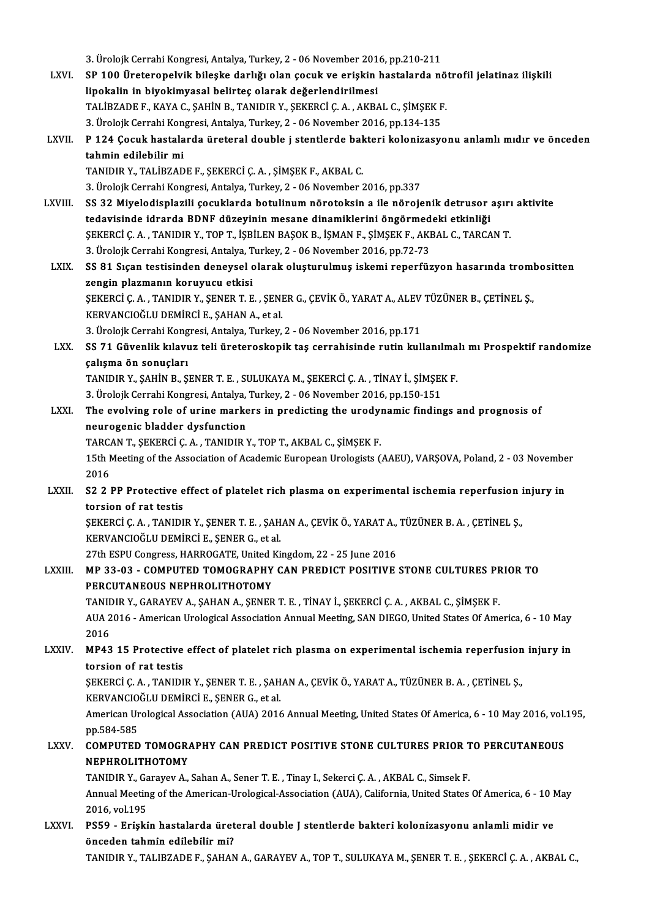3. Ürolojk Cerrahi Kongresi, Antalya, Turkey, 2 - 06 November 2016, pp.210-211

LXVI. **SP 100 Üreteropelvik bileşke darlığı olan çocuk ve erişkin hastalarda nötrofil jelatinaz ilişkili lipokalin in biyokimyasal belirteç olarak değerlendirilmesi**
TALİBZADE F., KAYA C., ŞAHİN B., TANIDIR Y., ŞEKERCİ Ç. A. , AKBAL C., ŞİMŞEK F.
3. Ürolojk Cerrahi Kongresi, Antalya, Turkey, 2 - 06 November 2016, pp.134-135

LXVII. **P 124 Çocuk hastalarda üreteral double j stentlerde bakteri kolonizasyonu anlamlı mıdır ve önceden tahmin edilebilir mi**
TANIDIR Y., TALİBZADE F., ŞEKERCİ Ç. A. , ŞİMŞEK F., AKBAL C.
3. Ürolojk Cerrahi Kongresi, Antalya, Turkey, 2 - 06 November 2016, pp.337

LXVIII. **SS 32 Miyelodisplazili çocuklarda botulinum nörotoksin a ile nörojenik detrusor aşırı aktivite tedavisinde idrarda BDNF düzeyinin mesane dinamiklerini öngörmedeki etkinliği**
ŞEKERCİ Ç. A. , TANIDIR Y., TOP T., İŞBİLEN BAŞOK B., İŞMAN F., ŞİMŞEK F., AKBAL C., TARCAN T.
3. Ürolojk Cerrahi Kongresi, Antalya, Turkey, 2 - 06 November 2016, pp.72-73

LXIX. **SS 81 Sıçan testisinden deneysel olarak oluşturulmuş iskemi reperfüzyon hasarında trombositten zengin plazmanın koruyucu etkisi**
ŞEKERCİ Ç. A. , TANIDIR Y., ŞENER T. E. , ŞENER G., ÇEVİK Ö., YARAT A., ALEV TÜZÜNER B., ÇETİNEL Ş., KERVANCIOĞLU DEMİRCİ E., ŞAHAN A., et al.
3. Ürolojk Cerrahi Kongresi, Antalya, Turkey, 2 - 06 November 2016, pp.171

LXX. **SS 71 Güvenlik kılavuz teli üreteroskopik taş cerrahisinde rutin kullanılmalı mı Prospektif randomize çalışma ön sonuçları**
TANIDIR Y., ŞAHİN B., ŞENER T. E. , SULUKAYA M., ŞEKERCİ Ç. A. , TİNAY İ., ŞİMŞEK F.
3. Ürolojk Cerrahi Kongresi, Antalya, Turkey, 2 - 06 November 2016, pp.150-151

LXXI. **The evolving role of urine markers in predicting the urodynamic findings and prognosis of neurogenic bladder dysfunction**
TARCAN T., ŞEKERCİ Ç. A. , TANIDIR Y., TOP T., AKBAL C., ŞİMŞEK F.
15th Meeting of the Association of Academic European Urologists (AAEU), VARŞOVA, Poland, 2 - 03 November 2016

LXXII. **S2 2 PP Protective effect of platelet rich plasma on experimental ischemia reperfusion injury in torsion of rat testis**
ŞEKERCİ Ç. A. , TANIDIR Y., ŞENER T. E. , ŞAHAN A., ÇEVİK Ö., YARAT A., TÜZÜNER B. A. , ÇETİNEL Ş., KERVANCIOĞLU DEMİRCİ E., ŞENER G., et al.
27th ESPU Congress, HARROGATE, United Kingdom, 22 - 25 June 2016

LXXIII. **MP 33-03 - COMPUTED TOMOGRAPHY CAN PREDICT POSITIVE STONE CULTURES PRIOR TO PERCUTANEOUS NEPHROLITHOTOMY**
TANIDIR Y., GARAYEV A., ŞAHAN A., ŞENER T. E. , TİNAY İ., ŞEKERCİ Ç. A. , AKBAL C., ŞİMŞEK F.
AUA 2016 - American Urological Association Annual Meeting, SAN DIEGO, United States Of America, 6 - 10 May 2016

LXXIV. **MP43 15 Protective effect of platelet rich plasma on experimental ischemia reperfusion injury in torsion of rat testis**
ŞEKERCİ Ç. A. , TANIDIR Y., ŞENER T. E. , ŞAHAN A., ÇEVİK Ö., YARAT A., TÜZÜNER B. A. , ÇETİNEL Ş., KERVANCIOĞLU DEMİRCİ E., ŞENER G., et al.
American Urological Association (AUA) 2016 Annual Meeting, United States Of America, 6 - 10 May 2016, vol.195, pp.584-585

LXXV. **COMPUTED TOMOGRAPHY CAN PREDICT POSITIVE STONE CULTURES PRIOR TO PERCUTANEOUS NEPHROLITHOTOMY**
TANIDIR Y., Garayev A., Sahan A., Sener T. E. , Tinay I., Sekerci Ç. A. , AKBAL C., Simsek F.
Annual Meeting of the American-Urological-Association (AUA), California, United States Of America, 6 - 10 May 2016, vol.195

LXXVI. **PS59 - Erişkin hastalarda üreteral double J stentlerde bakteri kolonizasyonu anlamli midir ve önceden tahmin edilebilir mi?**
TANIDIR Y., TALIBZADE F., ŞAHAN A., GARAYEV A., TOP T., SULUKAYA M., ŞENER T. E. , ŞEKERCİ Ç. A. , AKBAL C.,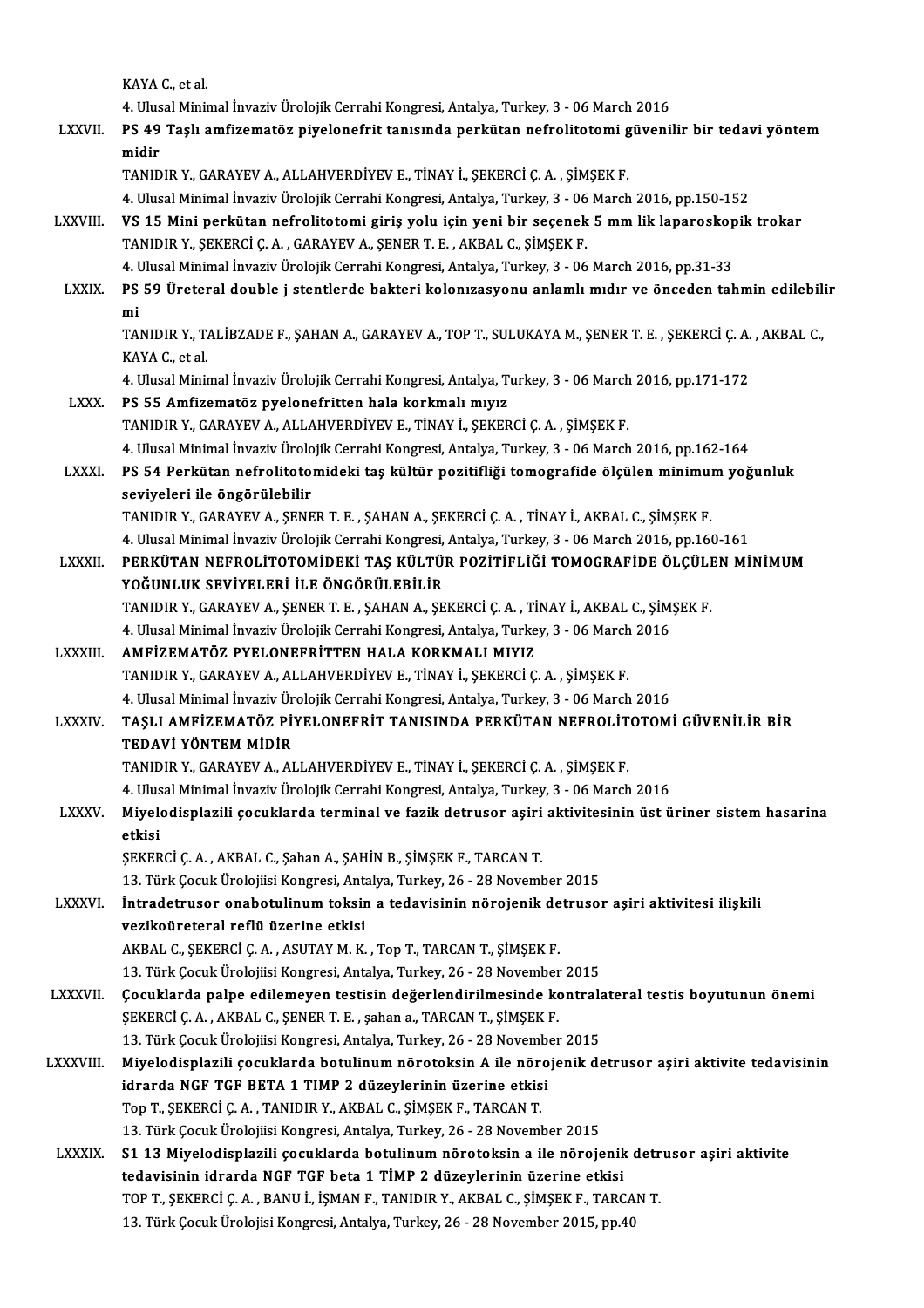KAYA C., et al.

4. Ulusal Minimal İnvaziv Ürolojik Cerrahi Kongresi, Antalya, Turkey, 3 - 06 March 2016

LXXVII. **PS 49 Taşlı amfizematöz piyelonefrit tanısında perkütan nefrolitotomi güvenilir bir tedavi yöntem midir**

TANIDIR Y., GARAYEV A., ALLAHVERDİYEV E., TİNAY İ., ŞEKERCİ Ç. A. , ŞİMŞEK F.

4. Ulusal Minimal İnvaziv Ürolojik Cerrahi Kongresi, Antalya, Turkey, 3 - 06 March 2016, pp.150-152

LXXVIII. **VS 15 Mini perkütan nefrolitotomi giriş yolu için yeni bir seçenek 5 mm lik laparoskopik trokar**

TANIDIR Y., ŞEKERCİ Ç. A. , GARAYEV A., ŞENER T. E. , AKBAL C., ŞİMŞEK F.

4. Ulusal Minimal İnvaziv Ürolojik Cerrahi Kongresi, Antalya, Turkey, 3 - 06 March 2016, pp.31-33

LXXIX. **PS 59 Üreteral double j stentlerde bakteri kolonizasyonu anlamlı mıdır ve önceden tahmin edilebilir mi**

TANIDIR Y., TALİBZADE F., ŞAHAN A., GARAYEV A., TOP T., SULUKAYA M., ŞENER T. E. , ŞEKERCİ Ç. A. , AKBAL C., KAYA C., et al.

4. Ulusal Minimal İnvaziv Ürolojik Cerrahi Kongresi, Antalya, Turkey, 3 - 06 March 2016, pp.171-172

LXXX. **PS 55 Amfizematöz pyelonefritten hala korkmalı mıyız**

TANIDIR Y., GARAYEV A., ALLAHVERDİYEV E., TİNAY İ., ŞEKERCİ Ç. A. , ŞİMŞEK F.

4. Ulusal Minimal İnvaziv Ürolojik Cerrahi Kongresi, Antalya, Turkey, 3 - 06 March 2016, pp.162-164

LXXXI. **PS 54 Perkütan nefrolitotomideki taş kültür pozitifliği tomografide ölçülen minimum yoğunluk seviyeleri ile öngörülebilir**

TANIDIR Y., GARAYEV A., ŞENER T. E. , ŞAHAN A., ŞEKERCİ Ç. A. , TİNAY İ., AKBAL C., ŞİMŞEK F.

4. Ulusal Minimal İnvaziv Ürolojik Cerrahi Kongresi, Antalya, Turkey, 3 - 06 March 2016, pp.160-161

LXXXII. **PERKÜTAN NEFROLİTOTOMİDEKİ TAŞ KÜLTÜR POZİTİFLİĞİ TOMOGRAFİDE ÖLÇÜLEN MİNİMUM YOĞUNLUK SEVİYELERİ İLE ÖNGÖRÜLEBİLİR**

TANIDIR Y., GARAYEV A., ŞENER T. E. , ŞAHAN A., ŞEKERCİ Ç. A. , TİNAY İ., AKBAL C., ŞİMŞEK F.

4. Ulusal Minimal İnvaziv Ürolojik Cerrahi Kongresi, Antalya, Turkey, 3 - 06 March 2016

LXXXIII. **AMFİZEMATÖZ PYELONEFRİTTEN HALA KORKMALI MIYIZ**

TANIDIR Y., GARAYEV A., ALLAHVERDİYEV E., TİNAY İ., ŞEKERCİ Ç. A. , ŞİMŞEK F.

4. Ulusal Minimal İnvaziv Ürolojik Cerrahi Kongresi, Antalya, Turkey, 3 - 06 March 2016

LXXXIV. **TAŞLI AMFİZEMATÖZ PİYELONEFRİT TANISINDA PERKÜTAN NEFROLİTOTOMİ GÜVENİLİR BİR TEDAVİ YÖNTEM MİDİR**

TANIDIR Y., GARAYEV A., ALLAHVERDİYEV E., TİNAY İ., ŞEKERCİ Ç. A. , ŞİMŞEK F.

4. Ulusal Minimal İnvaziv Ürolojik Cerrahi Kongresi, Antalya, Turkey, 3 - 06 March 2016

LXXXV. **Miyelodisplazili çocuklarda terminal ve fazik detrusor aşiri aktivitesinin üst üriner sistem hasarina etkisi**

ŞEKERCİ Ç. A. , AKBAL C., Şahan A., ŞAHİN B., ŞİMŞEK F., TARCAN T.

13. Türk Çocuk Ürolojisi Kongresi, Antalya, Turkey, 26 - 28 November 2015

LXXXVI. **İntradetrusor onabotulinum toksin a tedavisinin nörojenik detrusor aşiri aktivitesi ilişkili vezikoüreteral reflü üzerine etkisi**

AKBAL C., ŞEKERCİ Ç. A. , ASUTAY M. K. , Top T., TARCAN T., ŞİMŞEK F.

13. Türk Çocuk Ürolojisi Kongresi, Antalya, Turkey, 26 - 28 November 2015

LXXXVII. **Çocuklarda palpe edilemeyen testisin değerlendirilmesinde kontralateral testis boyutunun önemi**

ŞEKERCİ Ç. A. , AKBAL C., ŞENER T. E. , şahan a., TARCAN T., ŞİMŞEK F.

13. Türk Çocuk Ürolojisi Kongresi, Antalya, Turkey, 26 - 28 November 2015

LXXXVIII. **Miyelodisplazili çocuklarda botulinum nörotoksin A ile nörojenik detrusor aşiri aktivite tedavisinin idrarda NGF TGF BETA 1 TIMP 2 düzeylerinin üzerine etkisi**

Top T., ŞEKERCİ Ç. A. , TANIDIR Y., AKBAL C., ŞİMŞEK F., TARCAN T.

13. Türk Çocuk Ürolojisi Kongresi, Antalya, Turkey, 26 - 28 November 2015

LXXXIX. **S1 13 Miyelodisplazili çocuklarda botulinum nörotoksin a ile nörojenik detrusor aşiri aktivite tedavisinin idrarda NGF TGF beta 1 TİMP 2 düzeylerinin üzerine etkisi**

TOP T., ŞEKERCİ Ç. A. , BANU İ., İŞMAN F., TANIDIR Y., AKBAL C., ŞİMŞEK F., TARCAN T.

13. Türk Çocuk Ürolojisi Kongresi, Antalya, Turkey, 26 - 28 November 2015, pp.40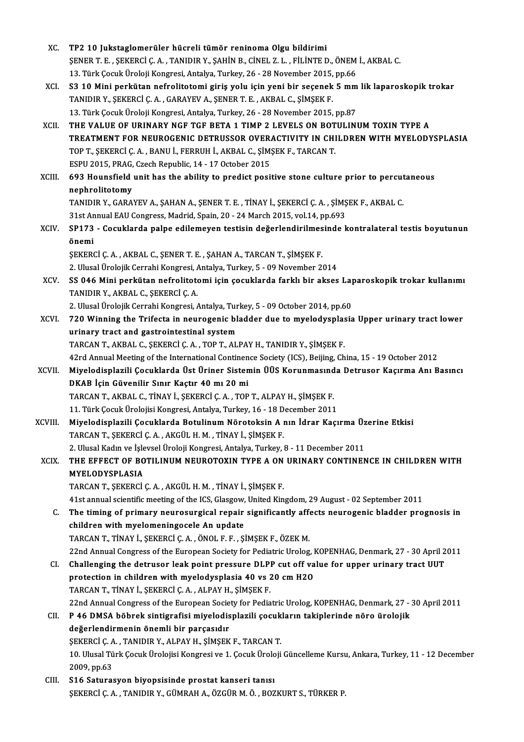XC. **TP2 10 Jukstaglomerüler hücreli tümör reninoma Olgu bildirimi**
ŞENER T. E. , ŞEKERCİ Ç. A. , TANIDIR Y., ŞAHİN B., CİNEL Z. L. , FİLİNTE D., ÖNEM İ., AKBAL C.
13. Türk Çocuk Üroloji Kongresi, Antalya, Turkey, 26 - 28 November 2015, pp.66

XCI. **S3 10 Mini perkütan nefrolitotomi giriş yolu için yeni bir seçenek 5 mm lik laparoskopik trokar**
TANIDIR Y., ŞEKERCİ Ç. A. , GARAYEV A., ŞENER T. E. , AKBAL C., ŞİMŞEK F.
13. Türk Çocuk Üroloji Kongresi, Antalya, Turkey, 26 - 28 November 2015, pp.87

XCII. **THE VALUE OF URINARY NGF TGF BETA 1 TIMP 2 LEVELS ON BOTULINUM TOXIN TYPE A TREATMENT FOR NEUROGENIC DETRUSSOR OVERACTIVITY IN CHILDREN WITH MYELODYSPLASIA**
TOP T., ŞEKERCİ Ç. A. , BANU İ., FERRUH İ., AKBAL C., ŞİMŞEK F., TARCAN T.
ESPU 2015, PRAG, Czech Republic, 14 - 17 October 2015

XCIII. **693 Hounsfield unit has the ability to predict positive stone culture prior to percutaneous nephrolitotomy**
TANIDIR Y., GARAYEV A., ŞAHAN A., ŞENER T. E. , TİNAY İ., ŞEKERCİ Ç. A. , ŞİMŞEK F., AKBAL C.
31st Annual EAU Congress, Madrid, Spain, 20 - 24 March 2015, vol.14, pp.693

XCIV. **SP173 - Cocuklarda palpe edilemeyen testisin değerlendirilmesinde kontralateral testis boyutunun önemi**
ŞEKERCİ Ç. A. , AKBAL C., ŞENER T. E. , ŞAHAN A., TARCAN T., ŞİMŞEK F.
2. Ulusal Ürolojik Cerrahi Kongresi, Antalya, Turkey, 5 - 09 November 2014

XCV. **SS 046 Mini perkütan nefrolitotomi için çocuklarda farklı bir akses Laparoskopik trokar kullanımı**
TANIDIR Y., AKBAL C., ŞEKERCİ Ç. A.
2. Ulusal Ürolojik Cerrahi Kongresi, Antalya, Turkey, 5 - 09 October 2014, pp.60

XCVI. **720 Winning the Trifecta in neurogenic bladder due to myelodysplasia Upper urinary tract lower urinary tract and gastrointestinal system**
TARCAN T., AKBAL C., ŞEKERCİ Ç. A. , TOP T., ALPAY H., TANIDIR Y., ŞİMŞEK F.
42rd Annual Meeting of the International Continence Society (ICS), Beijing, China, 15 - 19 October 2012

XCVII. **Miyelodisplazili Çocuklarda Üst Üriner Sistemin ÜÜS Korunmasında Detrusor Kaçırma Anı Basıncı DKAB İçin Güvenilir Sınır Kaçtır 40 mı 20 mi**
TARCAN T., AKBAL C., TİNAY İ., ŞEKERCİ Ç. A. , TOP T., ALPAY H., ŞİMŞEK F.
11. Türk Çocuk Ürolojisi Kongresi, Antalya, Turkey, 16 - 18 December 2011

XCVIII. **Miyelodisplazili Çocuklarda Botulinum Nörotoksin A nın İdrar Kaçırma Üzerine Etkisi**
TARCAN T., ŞEKERCİ Ç. A. , AKGÜL H. M. , TİNAY İ., ŞİMŞEK F.
2. Ulusal Kadın ve İşlevsel Üroloji Kongresi, Antalya, Turkey, 8 - 11 December 2011

XCIX. **THE EFFECT OF BOTILINUM NEUROTOXIN TYPE A ON URINARY CONTINENCE IN CHILDREN WITH MYELODYSPLASIA**
TARCAN T., ŞEKERCİ Ç. A. , AKGÜL H. M. , TİNAY İ., ŞİMŞEK F.
41st annual scientific meeting of the ICS, Glasgow, United Kingdom, 29 August - 02 September 2011

C. **The timing of primary neurosurgical repair significantly affects neurogenic bladder prognosis in children with myelomeningocele An update**
TARCAN T., TİNAY İ., ŞEKERCİ Ç. A. , ÖNOL F. F. , ŞİMŞEK F., ÖZEK M.
22nd Annual Congress of the European Society for Pediatric Urolog, KOPENHAG, Denmark, 27 - 30 April 2011

CI. **Challenging the detrusor leak point pressure DLPP cut off value for upper urinary tract UUT protection in children with myelodysplasia 40 vs 20 cm H2O**
TARCAN T., TİNAY İ., ŞEKERCİ Ç. A. , ALPAY H., ŞİMŞEK F.
22nd Annual Congress of the European Society for Pediatric Urolog, KOPENHAG, Denmark, 27 - 30 April 2011

CII. **P 46 DMSA böbrek sintigrafisi miyelodisplazili çocukların takiplerinde nöro ürolojik değerlendirmenin önemli bir parçasıdır**
ŞEKERCİ Ç. A. , TANIDIR Y., ALPAY H., ŞİMŞEK F., TARCAN T.
10. Ulusal Türk Çocuk Ürolojisi Kongresi ve 1. Çocuk Üroloji Güncelleme Kursu, Ankara, Turkey, 11 - 12 December 2009, pp.63

CIII. **S16 Saturasyon biyopsisinde prostat kanseri tanısı**
ŞEKERCİ Ç. A. , TANIDIR Y., GÜMRAH A., ÖZGÜR M. Ö. , BOZKURT S., TÜRKER P.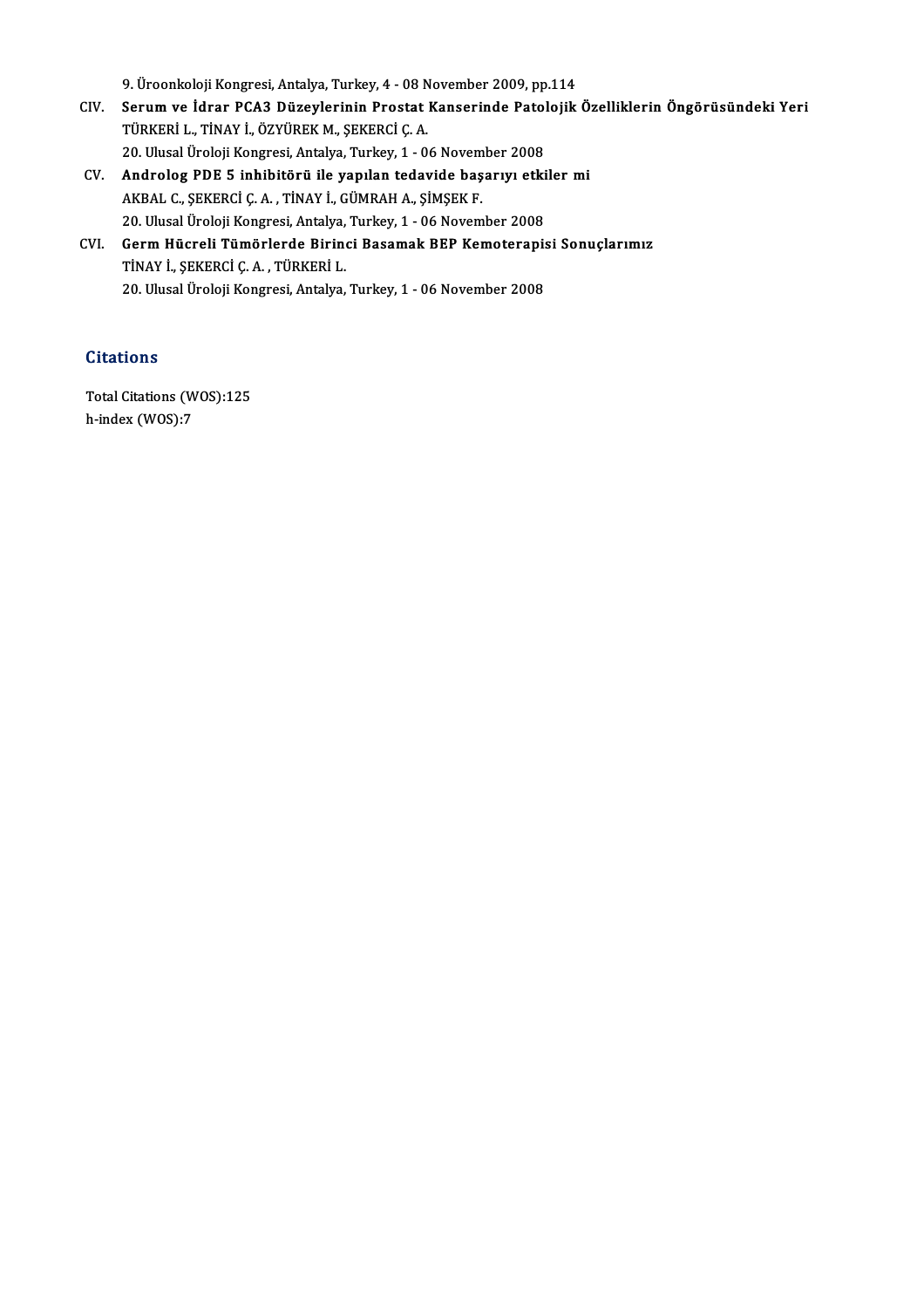9. Üroonkoloji Kongresi, Antalya, Turkey, 4 - 08 November 2009, pp.114

CIV. **Serum ve İdrar PCA3 Düzeylerinin Prostat Kanserinde Patolojik Özelliklerin Öngörüsündeki Yeri**
TÜRKERİ L., TİNAY İ., ÖZYÜREK M., ŞEKERCİ Ç. A.
20. Ulusal Üroloji Kongresi, Antalya, Turkey, 1 - 06 November 2008

CV. **Androlog PDE 5 inhibitörü ile yapılan tedavide başarıyı etkiler mi**
AKBAL C., ŞEKERCİ Ç. A. , TİNAY İ., GÜMRAH A., ŞİMŞEK F.
20. Ulusal Üroloji Kongresi, Antalya, Turkey, 1 - 06 November 2008

CVI. **Germ Hücreli Tümörlerde Birinci Basamak BEP Kemoterapisi Sonuçlarımız**
TİNAY İ., ŞEKERCİ Ç. A. , TÜRKERİ L.
20. Ulusal Üroloji Kongresi, Antalya, Turkey, 1 - 06 November 2008

## Citations

Total Citations (WOS):125
h-index (WOS):7